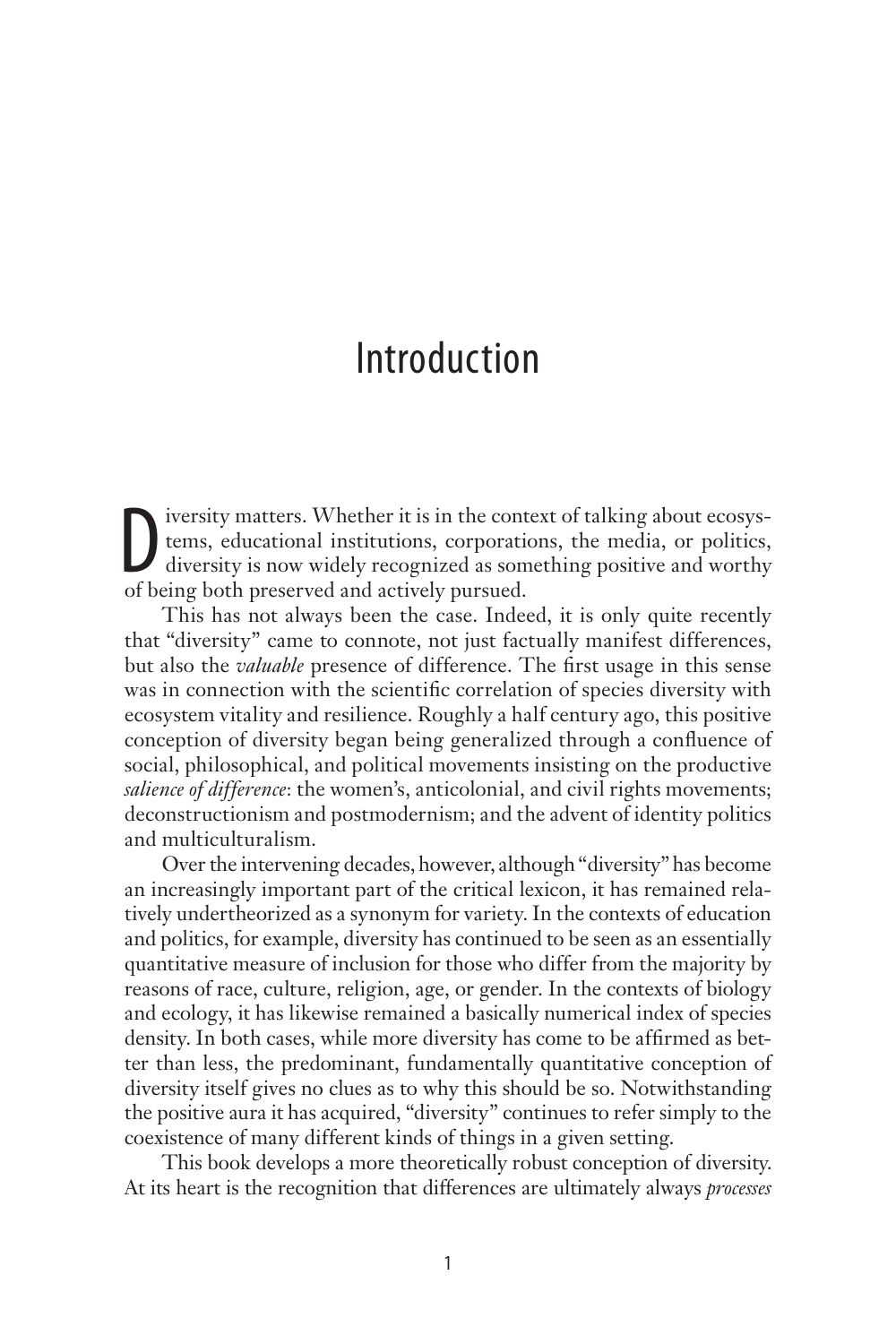# Introduction

Diversity matters. Whether it is in the context of talking about ecosystems, educational institutions, corporations, the media, or politics, diversity is now widely recognized as something positive and worthy of being both preserved and actively pursued.

This has not always been the case. Indeed, it is only quite recently that "diversity" came to connote, not just factually manifest differences, but also the *valuable* presence of difference. The first usage in this sense was in connection with the scientific correlation of species diversity with ecosystem vitality and resilience. Roughly a half century ago, this positive conception of diversity began being generalized through a confluence of social, philosophical, and political movements insisting on the productive *salience of difference*: the women's, anticolonial, and civil rights movements; deconstructionism and postmodernism; and the advent of identity politics and multiculturalism.

Over the intervening decades, however, although "diversity" has become an increasingly important part of the critical lexicon, it has remained relatively undertheorized as a synonym for variety. In the contexts of education and politics, for example, diversity has continued to be seen as an essentially quantitative measure of inclusion for those who differ from the majority by reasons of race, culture, religion, age, or gender. In the contexts of biology and ecology, it has likewise remained a basically numerical index of species density. In both cases, while more diversity has come to be affirmed as better than less, the predominant, fundamentally quantitative conception of diversity itself gives no clues as to why this should be so. Notwithstanding the positive aura it has acquired, "diversity" continues to refer simply to the coexistence of many different kinds of things in a given setting.

This book develops a more theoretically robust conception of diversity. At its heart is the recognition that differences are ultimately always *processes*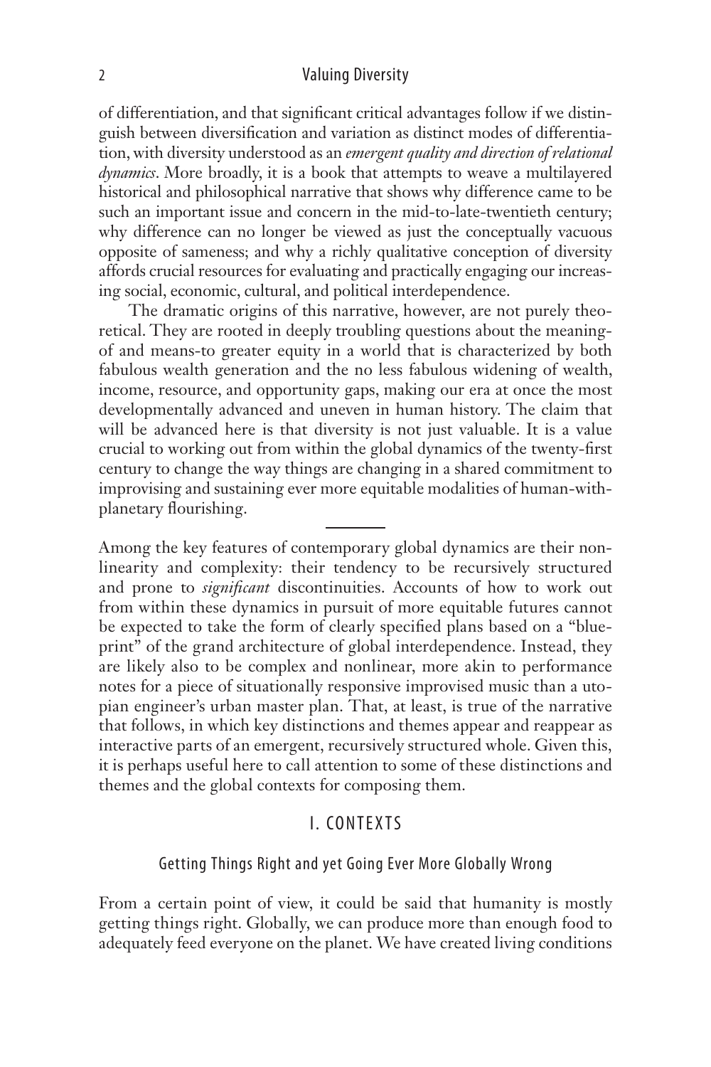of differentiation, and that significant critical advantages follow if we distinguish between diversification and variation as distinct modes of differentiation, with diversity understood as an *emergent quality and direction of relational dynamics*. More broadly, it is a book that attempts to weave a multilayered historical and philosophical narrative that shows why difference came to be such an important issue and concern in the mid-to-late-twentieth century; why difference can no longer be viewed as just the conceptually vacuous opposite of sameness; and why a richly qualitative conception of diversity affords crucial resources for evaluating and practically engaging our increasing social, economic, cultural, and political interdependence.

The dramatic origins of this narrative, however, are not purely theoretical. They are rooted in deeply troubling questions about the meaning-of and means-to greater equity in a world that is characterized by both fabulous wealth generation and the no less fabulous widening of wealth, income, resource, and opportunity gaps, making our era at once the most developmentally advanced and uneven in human history. The claim that will be advanced here is that diversity is not just valuable. It is a value crucial to working out from within the global dynamics of the twenty-first century to change the way things are changing in a shared commitment to improvising and sustaining ever more equitable modalities of human-with-planetary flourishing.

---

Among the key features of contemporary global dynamics are their nonlinearity and complexity: their tendency to be recursively structured and prone to *significant* discontinuities. Accounts of how to work out from within these dynamics in pursuit of more equitable futures cannot be expected to take the form of clearly specified plans based on a "blueprint" of the grand architecture of global interdependence. Instead, they are likely also to be complex and nonlinear, more akin to performance notes for a piece of situationally responsive improvised music than a utopian engineer's urban master plan. That, at least, is true of the narrative that follows, in which key distinctions and themes appear and reappear as interactive parts of an emergent, recursively structured whole. Given this, it is perhaps useful here to call attention to some of these distinctions and themes and the global contexts for composing them.

## I. CONTEXTS

### Getting Things Right and yet Going Ever More Globally Wrong

From a certain point of view, it could be said that humanity is mostly getting things right. Globally, we can produce more than enough food to adequately feed everyone on the planet. We have created living conditions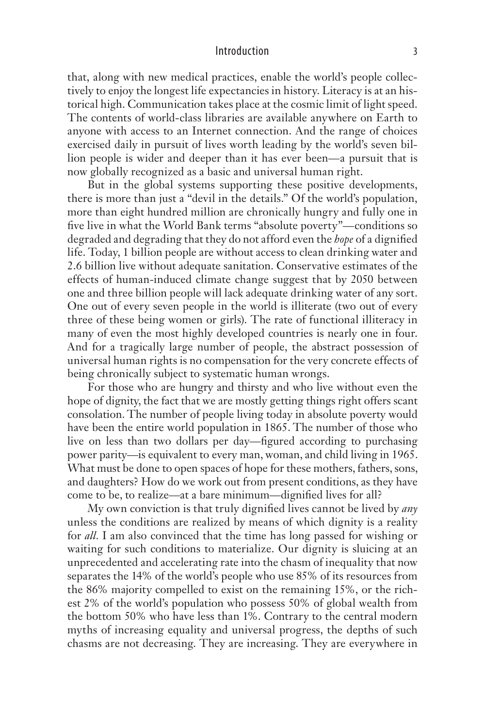that, along with new medical practices, enable the world's people collectively to enjoy the longest life expectancies in history. Literacy is at an historical high. Communication takes place at the cosmic limit of light speed. The contents of world-class libraries are available anywhere on Earth to anyone with access to an Internet connection. And the range of choices exercised daily in pursuit of lives worth leading by the world's seven billion people is wider and deeper than it has ever been—a pursuit that is now globally recognized as a basic and universal human right.

But in the global systems supporting these positive developments, there is more than just a "devil in the details." Of the world's population, more than eight hundred million are chronically hungry and fully one in five live in what the World Bank terms "absolute poverty"—conditions so degraded and degrading that they do not afford even the *hope* of a dignified life. Today, 1 billion people are without access to clean drinking water and 2.6 billion live without adequate sanitation. Conservative estimates of the effects of human-induced climate change suggest that by 2050 between one and three billion people will lack adequate drinking water of any sort. One out of every seven people in the world is illiterate (two out of every three of these being women or girls). The rate of functional illiteracy in many of even the most highly developed countries is nearly one in four. And for a tragically large number of people, the abstract possession of universal human rights is no compensation for the very concrete effects of being chronically subject to systematic human wrongs.

For those who are hungry and thirsty and who live without even the hope of dignity, the fact that we are mostly getting things right offers scant consolation. The number of people living today in absolute poverty would have been the entire world population in 1865. The number of those who live on less than two dollars per day—figured according to purchasing power parity—is equivalent to every man, woman, and child living in 1965. What must be done to open spaces of hope for these mothers, fathers, sons, and daughters? How do we work out from present conditions, as they have come to be, to realize—at a bare minimum—dignified lives for all?

My own conviction is that truly dignified lives cannot be lived by *any* unless the conditions are realized by means of which dignity is a reality for *all*. I am also convinced that the time has long passed for wishing or waiting for such conditions to materialize. Our dignity is sluicing at an unprecedented and accelerating rate into the chasm of inequality that now separates the 14% of the world's people who use 85% of its resources from the 86% majority compelled to exist on the remaining 15%, or the richest 2% of the world's population who possess 50% of global wealth from the bottom 50% who have less than 1%. Contrary to the central modern myths of increasing equality and universal progress, the depths of such chasms are not decreasing. They are increasing. They are everywhere in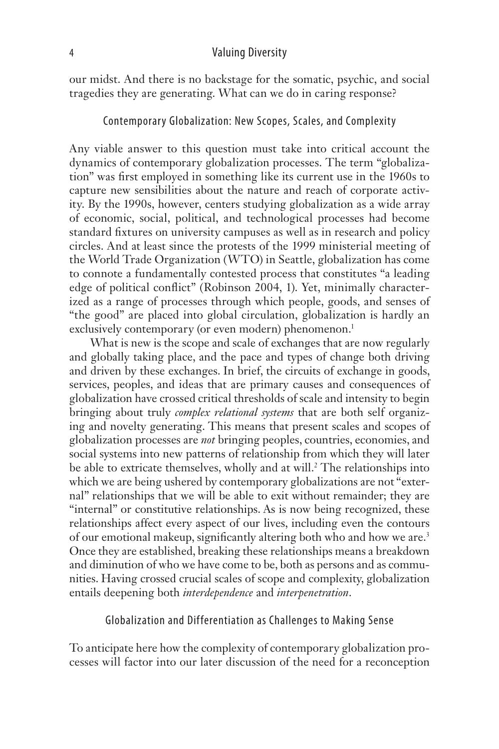our midst. And there is no backstage for the somatic, psychic, and social tragedies they are generating. What can we do in caring response?

## Contemporary Globalization: New Scopes, Scales, and Complexity

Any viable answer to this question must take into critical account the dynamics of contemporary globalization processes. The term "globalization" was first employed in something like its current use in the 1960s to capture new sensibilities about the nature and reach of corporate activity. By the 1990s, however, centers studying globalization as a wide array of economic, social, political, and technological processes had become standard fixtures on university campuses as well as in research and policy circles. And at least since the protests of the 1999 ministerial meeting of the World Trade Organization (WTO) in Seattle, globalization has come to connote a fundamentally contested process that constitutes "a leading edge of political conflict" (Robinson 2004, 1). Yet, minimally characterized as a range of processes through which people, goods, and senses of "the good" are placed into global circulation, globalization is hardly an exclusively contemporary (or even modern) phenomenon.[1]

What is new is the scope and scale of exchanges that are now regularly and globally taking place, and the pace and types of change both driving and driven by these exchanges. In brief, the circuits of exchange in goods, services, peoples, and ideas that are primary causes and consequences of globalization have crossed critical thresholds of scale and intensity to begin bringing about truly *complex relational systems* that are both self organizing and novelty generating. This means that present scales and scopes of globalization processes are *not* bringing peoples, countries, economies, and social systems into new patterns of relationship from which they will later be able to extricate themselves, wholly and at will.[2] The relationships into which we are being ushered by contemporary globalizations are not "external" relationships that we will be able to exit without remainder; they are "internal" or constitutive relationships. As is now being recognized, these relationships affect every aspect of our lives, including even the contours of our emotional makeup, significantly altering both who and how we are.[3] Once they are established, breaking these relationships means a breakdown and diminution of who we have come to be, both as persons and as communities. Having crossed crucial scales of scope and complexity, globalization entails deepening both *interdependence* and *interpenetration*.

## Globalization and Differentiation as Challenges to Making Sense

To anticipate here how the complexity of contemporary globalization processes will factor into our later discussion of the need for a reconception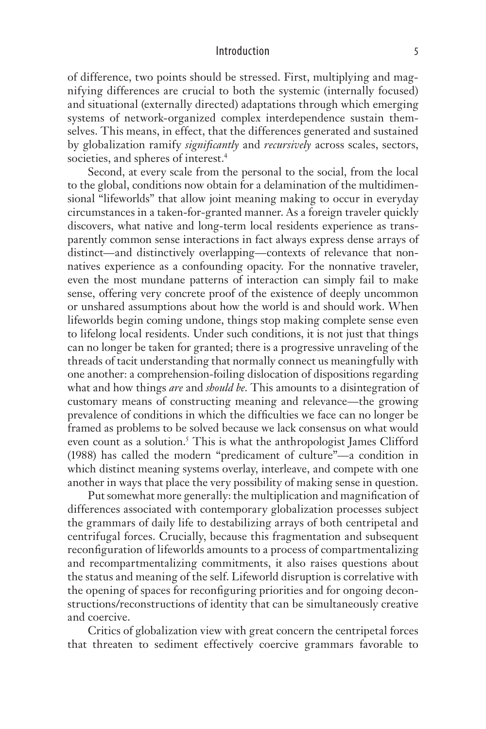of difference, two points should be stressed. First, multiplying and magnifying differences are crucial to both the systemic (internally focused) and situational (externally directed) adaptations through which emerging systems of network-organized complex interdependence sustain themselves. This means, in effect, that the differences generated and sustained by globalization ramify *significantly* and *recursively* across scales, sectors, societies, and spheres of interest.[4]

Second, at every scale from the personal to the social, from the local to the global, conditions now obtain for a delamination of the multidimensional "lifeworlds" that allow joint meaning making to occur in everyday circumstances in a taken-for-granted manner. As a foreign traveler quickly discovers, what native and long-term local residents experience as transparently common sense interactions in fact always express dense arrays of distinct—and distinctively overlapping—contexts of relevance that nonnatives experience as a confounding opacity. For the nonnative traveler, even the most mundane patterns of interaction can simply fail to make sense, offering very concrete proof of the existence of deeply uncommon or unshared assumptions about how the world is and should work. When lifeworlds begin coming undone, things stop making complete sense even to lifelong local residents. Under such conditions, it is not just that things can no longer be taken for granted; there is a progressive unraveling of the threads of tacit understanding that normally connect us meaningfully with one another: a comprehension-foiling dislocation of dispositions regarding what and how things *are* and *should be*. This amounts to a disintegration of customary means of constructing meaning and relevance—the growing prevalence of conditions in which the difficulties we face can no longer be framed as problems to be solved because we lack consensus on what would even count as a solution.[5] This is what the anthropologist James Clifford (1988) has called the modern "predicament of culture"—a condition in which distinct meaning systems overlay, interleave, and compete with one another in ways that place the very possibility of making sense in question.

Put somewhat more generally: the multiplication and magnification of differences associated with contemporary globalization processes subject the grammars of daily life to destabilizing arrays of both centripetal and centrifugal forces. Crucially, because this fragmentation and subsequent reconfiguration of lifeworlds amounts to a process of compartmentalizing and recompartmentalizing commitments, it also raises questions about the status and meaning of the self. Lifeworld disruption is correlative with the opening of spaces for reconfiguring priorities and for ongoing deconstructions/reconstructions of identity that can be simultaneously creative and coercive.

Critics of globalization view with great concern the centripetal forces that threaten to sediment effectively coercive grammars favorable to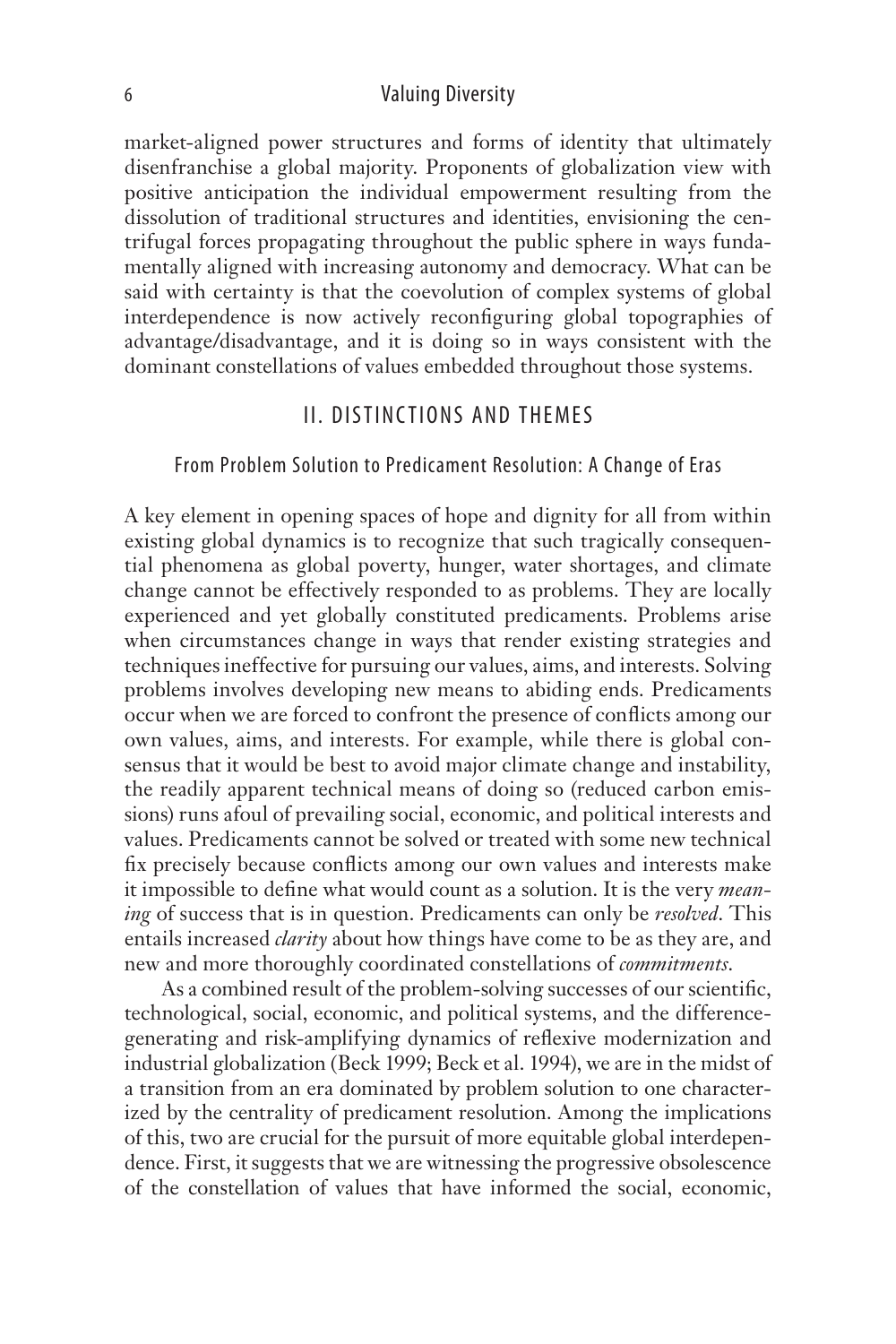market-aligned power structures and forms of identity that ultimately disenfranchise a global majority. Proponents of globalization view with positive anticipation the individual empowerment resulting from the dissolution of traditional structures and identities, envisioning the centrifugal forces propagating throughout the public sphere in ways fundamentally aligned with increasing autonomy and democracy. What can be said with certainty is that the coevolution of complex systems of global interdependence is now actively reconfiguring global topographies of advantage/disadvantage, and it is doing so in ways consistent with the dominant constellations of values embedded throughout those systems.

## II. DISTINCTIONS AND THEMES

### From Problem Solution to Predicament Resolution: A Change of Eras

A key element in opening spaces of hope and dignity for all from within existing global dynamics is to recognize that such tragically consequential phenomena as global poverty, hunger, water shortages, and climate change cannot be effectively responded to as problems. They are locally experienced and yet globally constituted predicaments. Problems arise when circumstances change in ways that render existing strategies and techniques ineffective for pursuing our values, aims, and interests. Solving problems involves developing new means to abiding ends. Predicaments occur when we are forced to confront the presence of conflicts among our own values, aims, and interests. For example, while there is global consensus that it would be best to avoid major climate change and instability, the readily apparent technical means of doing so (reduced carbon emissions) runs afoul of prevailing social, economic, and political interests and values. Predicaments cannot be solved or treated with some new technical fix precisely because conflicts among our own values and interests make it impossible to define what would count as a solution. It is the very *meaning* of success that is in question. Predicaments can only be *resolved*. This entails increased *clarity* about how things have come to be as they are, and new and more thoroughly coordinated constellations of *commitments*.

As a combined result of the problem-solving successes of our scientific, technological, social, economic, and political systems, and the difference-generating and risk-amplifying dynamics of reflexive modernization and industrial globalization (Beck 1999; Beck et al. 1994), we are in the midst of a transition from an era dominated by problem solution to one characterized by the centrality of predicament resolution. Among the implications of this, two are crucial for the pursuit of more equitable global interdependence. First, it suggests that we are witnessing the progressive obsolescence of the constellation of values that have informed the social, economic,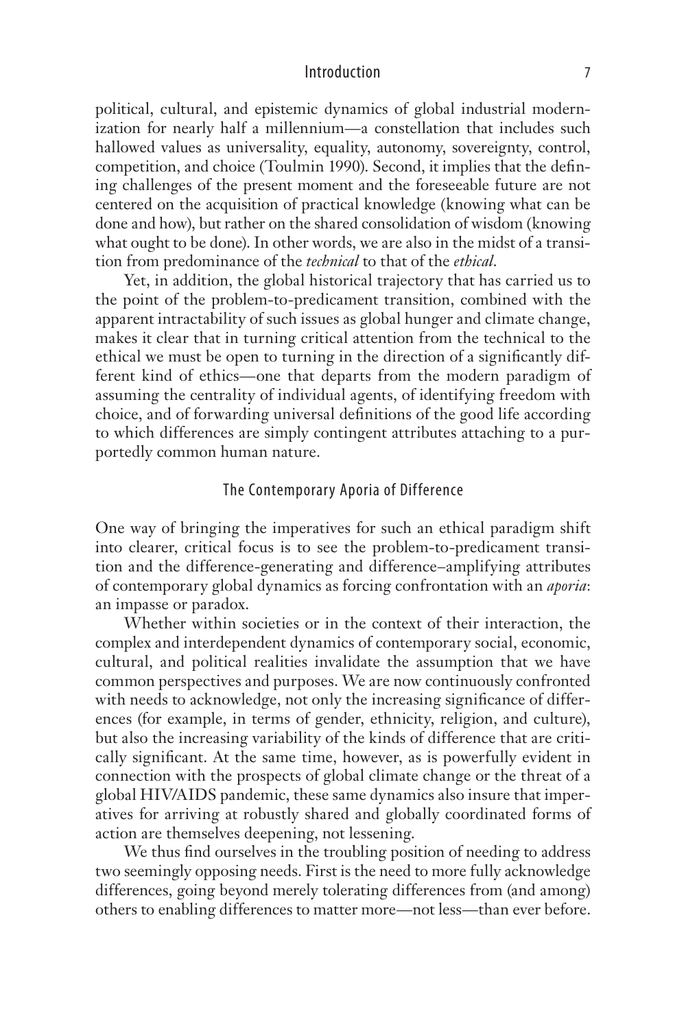political, cultural, and epistemic dynamics of global industrial modernization for nearly half a millennium—a constellation that includes such hallowed values as universality, equality, autonomy, sovereignty, control, competition, and choice (Toulmin 1990). Second, it implies that the defining challenges of the present moment and the foreseeable future are not centered on the acquisition of practical knowledge (knowing what can be done and how), but rather on the shared consolidation of wisdom (knowing what ought to be done). In other words, we are also in the midst of a transition from predominance of the *technical* to that of the *ethical*.

Yet, in addition, the global historical trajectory that has carried us to the point of the problem-to-predicament transition, combined with the apparent intractability of such issues as global hunger and climate change, makes it clear that in turning critical attention from the technical to the ethical we must be open to turning in the direction of a significantly different kind of ethics—one that departs from the modern paradigm of assuming the centrality of individual agents, of identifying freedom with choice, and of forwarding universal definitions of the good life according to which differences are simply contingent attributes attaching to a purportedly common human nature.

## The Contemporary Aporia of Difference

One way of bringing the imperatives for such an ethical paradigm shift into clearer, critical focus is to see the problem-to-predicament transition and the difference-generating and difference–amplifying attributes of contemporary global dynamics as forcing confrontation with an *aporia*: an impasse or paradox.

Whether within societies or in the context of their interaction, the complex and interdependent dynamics of contemporary social, economic, cultural, and political realities invalidate the assumption that we have common perspectives and purposes. We are now continuously confronted with needs to acknowledge, not only the increasing significance of differences (for example, in terms of gender, ethnicity, religion, and culture), but also the increasing variability of the kinds of difference that are critically significant. At the same time, however, as is powerfully evident in connection with the prospects of global climate change or the threat of a global HIV/AIDS pandemic, these same dynamics also insure that imperatives for arriving at robustly shared and globally coordinated forms of action are themselves deepening, not lessening.

We thus find ourselves in the troubling position of needing to address two seemingly opposing needs. First is the need to more fully acknowledge differences, going beyond merely tolerating differences from (and among) others to enabling differences to matter more—not less—than ever before.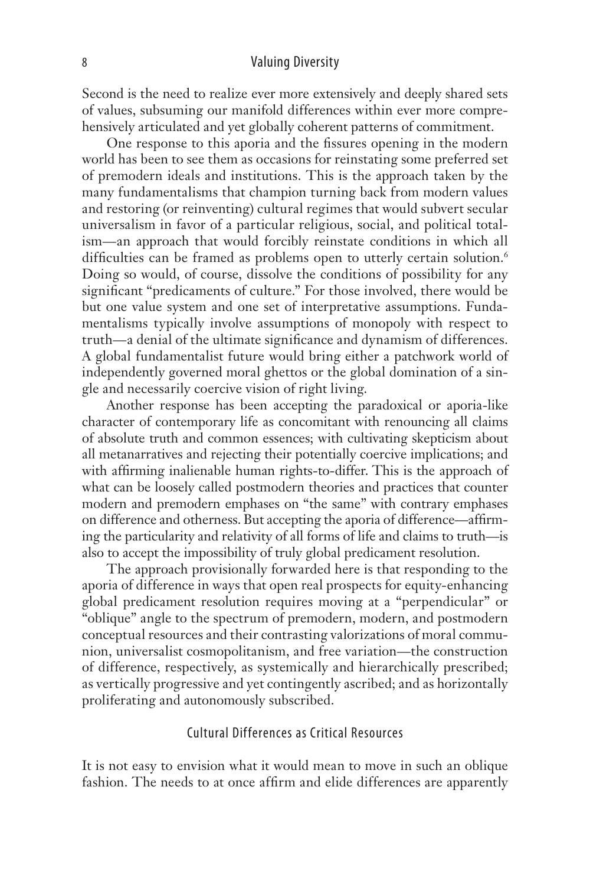Second is the need to realize ever more extensively and deeply shared sets of values, subsuming our manifold differences within ever more comprehensively articulated and yet globally coherent patterns of commitment.

One response to this aporia and the fissures opening in the modern world has been to see them as occasions for reinstating some preferred set of premodern ideals and institutions. This is the approach taken by the many fundamentalisms that champion turning back from modern values and restoring (or reinventing) cultural regimes that would subvert secular universalism in favor of a particular religious, social, and political totalism—an approach that would forcibly reinstate conditions in which all difficulties can be framed as problems open to utterly certain solution.[6] Doing so would, of course, dissolve the conditions of possibility for any significant "predicaments of culture." For those involved, there would be but one value system and one set of interpretative assumptions. Fundamentalisms typically involve assumptions of monopoly with respect to truth—a denial of the ultimate significance and dynamism of differences. A global fundamentalist future would bring either a patchwork world of independently governed moral ghettos or the global domination of a single and necessarily coercive vision of right living.

Another response has been accepting the paradoxical or aporia-like character of contemporary life as concomitant with renouncing all claims of absolute truth and common essences; with cultivating skepticism about all metanarratives and rejecting their potentially coercive implications; and with affirming inalienable human rights-to-differ. This is the approach of what can be loosely called postmodern theories and practices that counter modern and premodern emphases on "the same" with contrary emphases on difference and otherness. But accepting the aporia of difference—affirming the particularity and relativity of all forms of life and claims to truth—is also to accept the impossibility of truly global predicament resolution.

The approach provisionally forwarded here is that responding to the aporia of difference in ways that open real prospects for equity-enhancing global predicament resolution requires moving at a "perpendicular" or "oblique" angle to the spectrum of premodern, modern, and postmodern conceptual resources and their contrasting valorizations of moral communion, universalist cosmopolitanism, and free variation—the construction of difference, respectively, as systemically and hierarchically prescribed; as vertically progressive and yet contingently ascribed; and as horizontally proliferating and autonomously subscribed.

## Cultural Differences as Critical Resources

It is not easy to envision what it would mean to move in such an oblique fashion. The needs to at once affirm and elide differences are apparently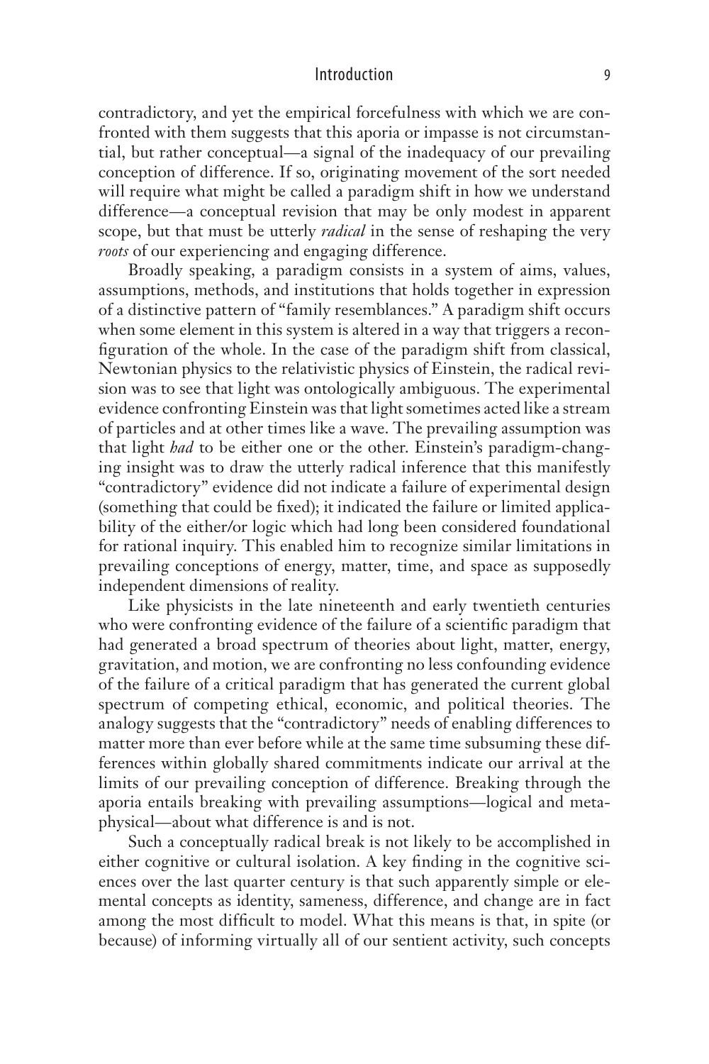contradictory, and yet the empirical forcefulness with which we are confronted with them suggests that this aporia or impasse is not circumstantial, but rather conceptual—a signal of the inadequacy of our prevailing conception of difference. If so, originating movement of the sort needed will require what might be called a paradigm shift in how we understand difference—a conceptual revision that may be only modest in apparent scope, but that must be utterly *radical* in the sense of reshaping the very *roots* of our experiencing and engaging difference.

Broadly speaking, a paradigm consists in a system of aims, values, assumptions, methods, and institutions that holds together in expression of a distinctive pattern of "family resemblances." A paradigm shift occurs when some element in this system is altered in a way that triggers a reconfiguration of the whole. In the case of the paradigm shift from classical, Newtonian physics to the relativistic physics of Einstein, the radical revision was to see that light was ontologically ambiguous. The experimental evidence confronting Einstein was that light sometimes acted like a stream of particles and at other times like a wave. The prevailing assumption was that light *had* to be either one or the other. Einstein's paradigm-changing insight was to draw the utterly radical inference that this manifestly "contradictory" evidence did not indicate a failure of experimental design (something that could be fixed); it indicated the failure or limited applicability of the either/or logic which had long been considered foundational for rational inquiry. This enabled him to recognize similar limitations in prevailing conceptions of energy, matter, time, and space as supposedly independent dimensions of reality.

Like physicists in the late nineteenth and early twentieth centuries who were confronting evidence of the failure of a scientific paradigm that had generated a broad spectrum of theories about light, matter, energy, gravitation, and motion, we are confronting no less confounding evidence of the failure of a critical paradigm that has generated the current global spectrum of competing ethical, economic, and political theories. The analogy suggests that the "contradictory" needs of enabling differences to matter more than ever before while at the same time subsuming these differences within globally shared commitments indicate our arrival at the limits of our prevailing conception of difference. Breaking through the aporia entails breaking with prevailing assumptions—logical and metaphysical—about what difference is and is not.

Such a conceptually radical break is not likely to be accomplished in either cognitive or cultural isolation. A key finding in the cognitive sciences over the last quarter century is that such apparently simple or elemental concepts as identity, sameness, difference, and change are in fact among the most difficult to model. What this means is that, in spite (or because) of informing virtually all of our sentient activity, such concepts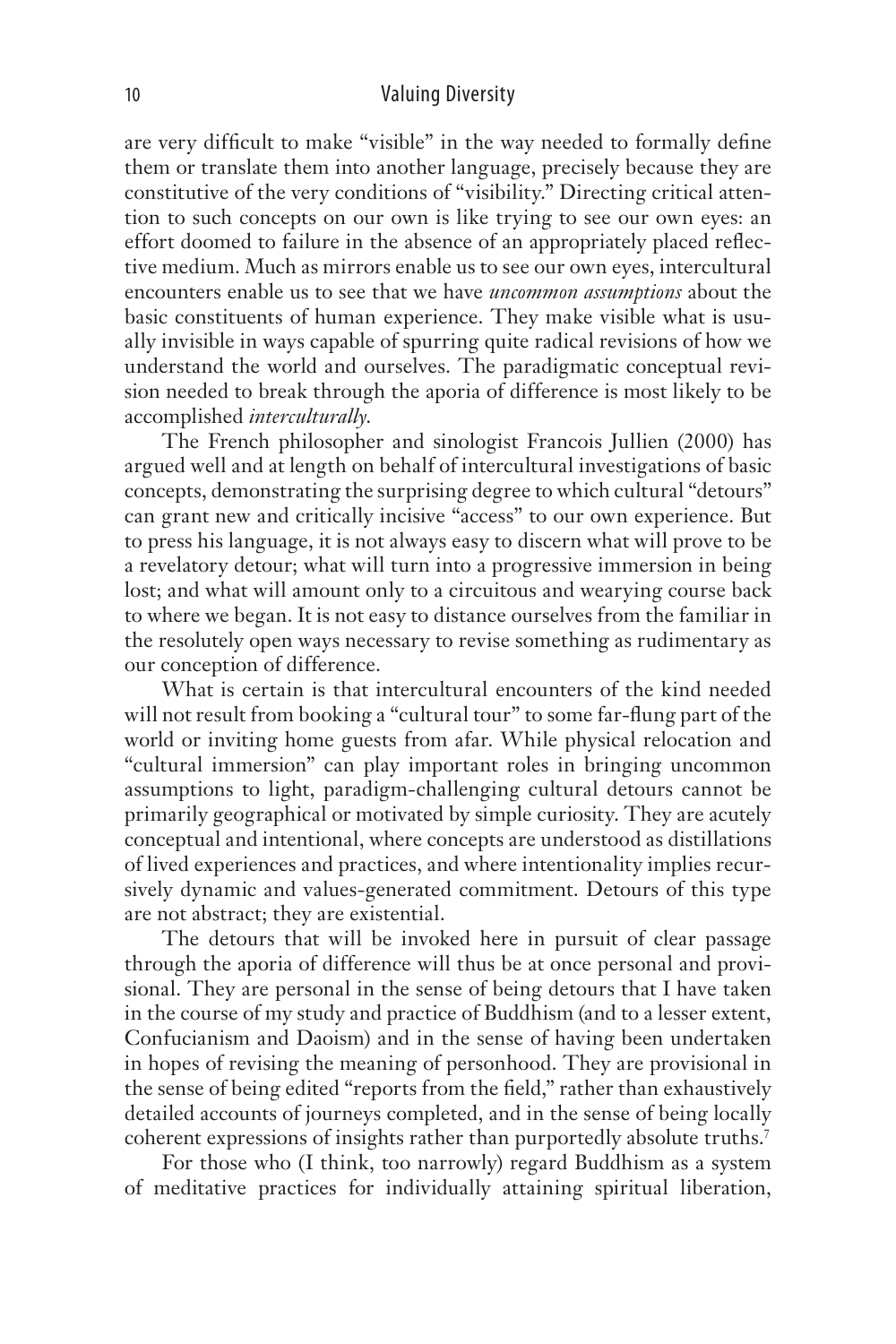are very difficult to make "visible" in the way needed to formally define them or translate them into another language, precisely because they are constitutive of the very conditions of "visibility." Directing critical attention to such concepts on our own is like trying to see our own eyes: an effort doomed to failure in the absence of an appropriately placed reflective medium. Much as mirrors enable us to see our own eyes, intercultural encounters enable us to see that we have *uncommon assumptions* about the basic constituents of human experience. They make visible what is usually invisible in ways capable of spurring quite radical revisions of how we understand the world and ourselves. The paradigmatic conceptual revision needed to break through the aporia of difference is most likely to be accomplished *interculturally*.

The French philosopher and sinologist Francois Jullien (2000) has argued well and at length on behalf of intercultural investigations of basic concepts, demonstrating the surprising degree to which cultural "detours" can grant new and critically incisive "access" to our own experience. But to press his language, it is not always easy to discern what will prove to be a revelatory detour; what will turn into a progressive immersion in being lost; and what will amount only to a circuitous and wearying course back to where we began. It is not easy to distance ourselves from the familiar in the resolutely open ways necessary to revise something as rudimentary as our conception of difference.

What is certain is that intercultural encounters of the kind needed will not result from booking a "cultural tour" to some far-flung part of the world or inviting home guests from afar. While physical relocation and "cultural immersion" can play important roles in bringing uncommon assumptions to light, paradigm-challenging cultural detours cannot be primarily geographical or motivated by simple curiosity. They are acutely conceptual and intentional, where concepts are understood as distillations of lived experiences and practices, and where intentionality implies recursively dynamic and values-generated commitment. Detours of this type are not abstract; they are existential.

The detours that will be invoked here in pursuit of clear passage through the aporia of difference will thus be at once personal and provisional. They are personal in the sense of being detours that I have taken in the course of my study and practice of Buddhism (and to a lesser extent, Confucianism and Daoism) and in the sense of having been undertaken in hopes of revising the meaning of personhood. They are provisional in the sense of being edited "reports from the field," rather than exhaustively detailed accounts of journeys completed, and in the sense of being locally coherent expressions of insights rather than purportedly absolute truths.[7]

For those who (I think, too narrowly) regard Buddhism as a system of meditative practices for individually attaining spiritual liberation,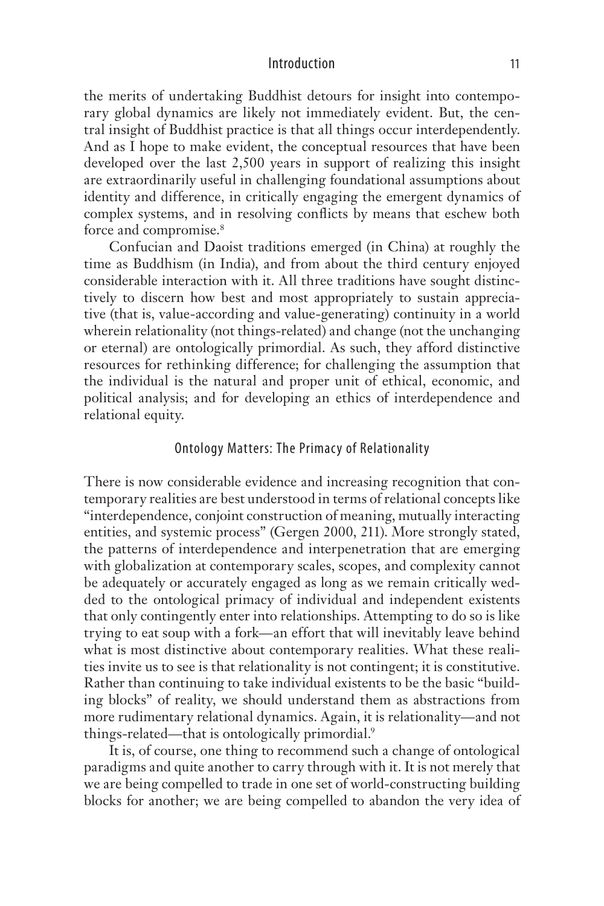the merits of undertaking Buddhist detours for insight into contemporary global dynamics are likely not immediately evident. But, the central insight of Buddhist practice is that all things occur interdependently. And as I hope to make evident, the conceptual resources that have been developed over the last 2,500 years in support of realizing this insight are extraordinarily useful in challenging foundational assumptions about identity and difference, in critically engaging the emergent dynamics of complex systems, and in resolving conflicts by means that eschew both force and compromise.[8]

Confucian and Daoist traditions emerged (in China) at roughly the time as Buddhism (in India), and from about the third century enjoyed considerable interaction with it. All three traditions have sought distinctively to discern how best and most appropriately to sustain appreciative (that is, value-according and value-generating) continuity in a world wherein relationality (not things-related) and change (not the unchanging or eternal) are ontologically primordial. As such, they afford distinctive resources for rethinking difference; for challenging the assumption that the individual is the natural and proper unit of ethical, economic, and political analysis; and for developing an ethics of interdependence and relational equity.

## Ontology Matters: The Primacy of Relationality

There is now considerable evidence and increasing recognition that contemporary realities are best understood in terms of relational concepts like "interdependence, conjoint construction of meaning, mutually interacting entities, and systemic process" (Gergen 2000, 211). More strongly stated, the patterns of interdependence and interpenetration that are emerging with globalization at contemporary scales, scopes, and complexity cannot be adequately or accurately engaged as long as we remain critically wedded to the ontological primacy of individual and independent existents that only contingently enter into relationships. Attempting to do so is like trying to eat soup with a fork—an effort that will inevitably leave behind what is most distinctive about contemporary realities. What these realities invite us to see is that relationality is not contingent; it is constitutive. Rather than continuing to take individual existents to be the basic "building blocks" of reality, we should understand them as abstractions from more rudimentary relational dynamics. Again, it is relationality—and not things-related—that is ontologically primordial.[9]

It is, of course, one thing to recommend such a change of ontological paradigms and quite another to carry through with it. It is not merely that we are being compelled to trade in one set of world-constructing building blocks for another; we are being compelled to abandon the very idea of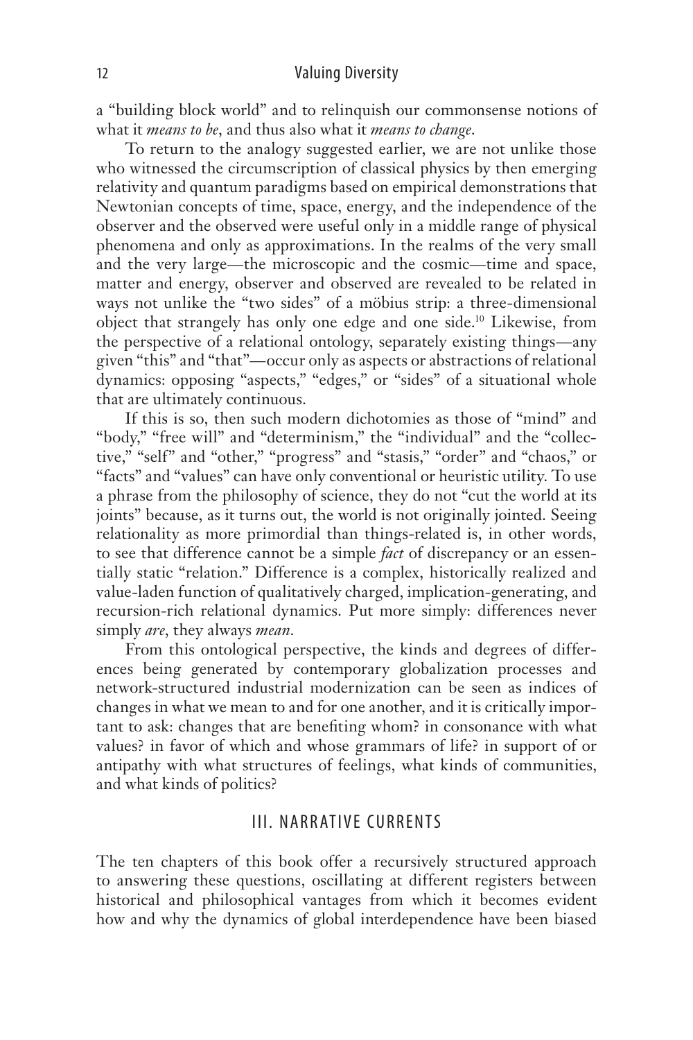a "building block world" and to relinquish our commonsense notions of what it *means to be*, and thus also what it *means to change*.

To return to the analogy suggested earlier, we are not unlike those who witnessed the circumscription of classical physics by then emerging relativity and quantum paradigms based on empirical demonstrations that Newtonian concepts of time, space, energy, and the independence of the observer and the observed were useful only in a middle range of physical phenomena and only as approximations. In the realms of the very small and the very large—the microscopic and the cosmic—time and space, matter and energy, observer and observed are revealed to be related in ways not unlike the "two sides" of a möbius strip: a three-dimensional object that strangely has only one edge and one side.[10] Likewise, from the perspective of a relational ontology, separately existing things—any given "this" and "that"—occur only as aspects or abstractions of relational dynamics: opposing "aspects," "edges," or "sides" of a situational whole that are ultimately continuous.

If this is so, then such modern dichotomies as those of "mind" and "body," "free will" and "determinism," the "individual" and the "collective," "self" and "other," "progress" and "stasis," "order" and "chaos," or "facts" and "values" can have only conventional or heuristic utility. To use a phrase from the philosophy of science, they do not "cut the world at its joints" because, as it turns out, the world is not originally jointed. Seeing relationality as more primordial than things-related is, in other words, to see that difference cannot be a simple *fact* of discrepancy or an essentially static "relation." Difference is a complex, historically realized and value-laden function of qualitatively charged, implication-generating, and recursion-rich relational dynamics. Put more simply: differences never simply *are*, they always *mean*.

From this ontological perspective, the kinds and degrees of differences being generated by contemporary globalization processes and network-structured industrial modernization can be seen as indices of changes in what we mean to and for one another, and it is critically important to ask: changes that are benefiting whom? in consonance with what values? in favor of which and whose grammars of life? in support of or antipathy with what structures of feelings, what kinds of communities, and what kinds of politics?

## III. NARRATIVE CURRENTS

The ten chapters of this book offer a recursively structured approach to answering these questions, oscillating at different registers between historical and philosophical vantages from which it becomes evident how and why the dynamics of global interdependence have been biased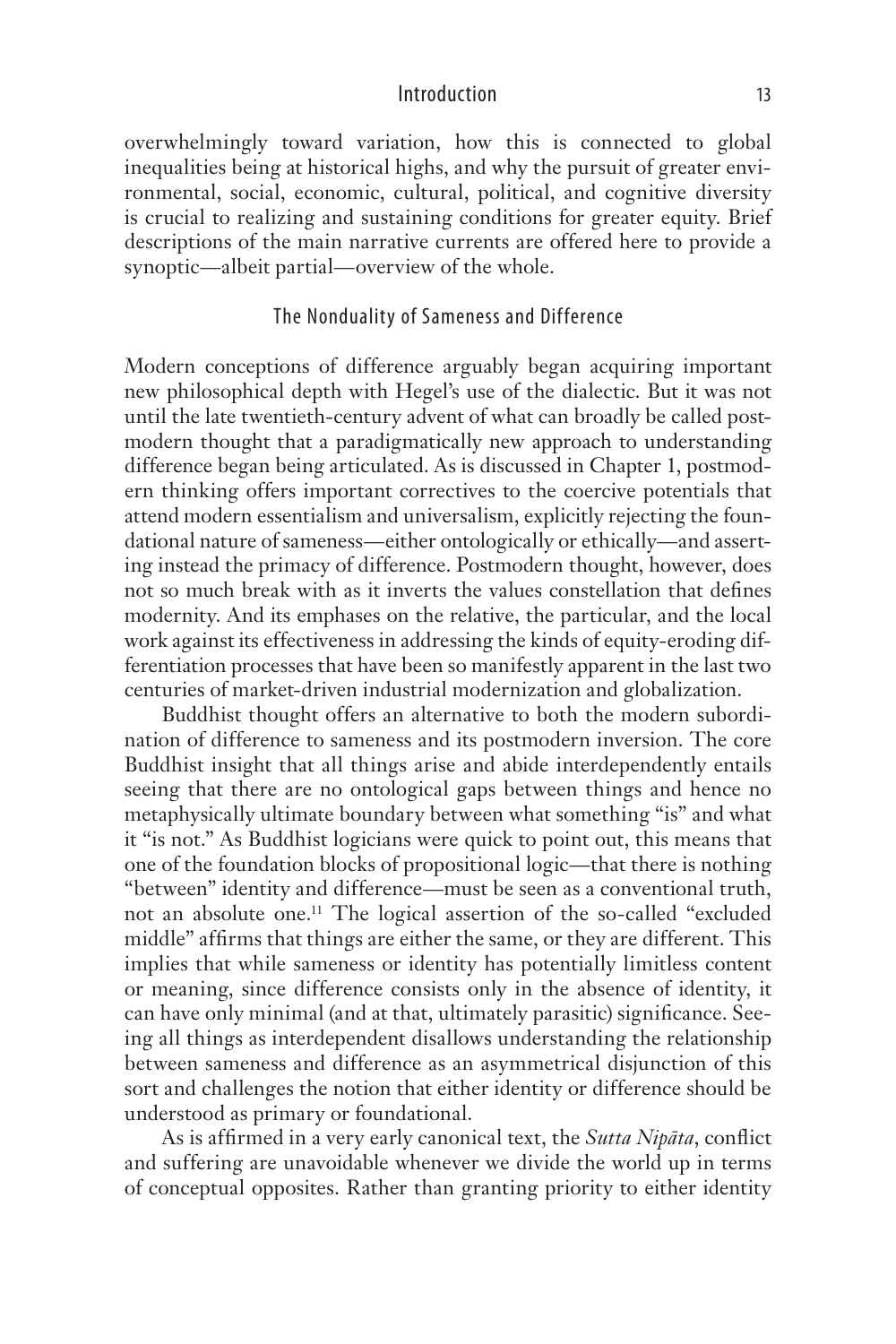overwhelmingly toward variation, how this is connected to global inequalities being at historical highs, and why the pursuit of greater environmental, social, economic, cultural, political, and cognitive diversity is crucial to realizing and sustaining conditions for greater equity. Brief descriptions of the main narrative currents are offered here to provide a synoptic—albeit partial—overview of the whole.

## The Nonduality of Sameness and Difference

Modern conceptions of difference arguably began acquiring important new philosophical depth with Hegel's use of the dialectic. But it was not until the late twentieth-century advent of what can broadly be called postmodern thought that a paradigmatically new approach to understanding difference began being articulated. As is discussed in Chapter 1, postmodern thinking offers important correctives to the coercive potentials that attend modern essentialism and universalism, explicitly rejecting the foundational nature of sameness—either ontologically or ethically—and asserting instead the primacy of difference. Postmodern thought, however, does not so much break with as it inverts the values constellation that defines modernity. And its emphases on the relative, the particular, and the local work against its effectiveness in addressing the kinds of equity-eroding differentiation processes that have been so manifestly apparent in the last two centuries of market-driven industrial modernization and globalization.

Buddhist thought offers an alternative to both the modern subordination of difference to sameness and its postmodern inversion. The core Buddhist insight that all things arise and abide interdependently entails seeing that there are no ontological gaps between things and hence no metaphysically ultimate boundary between what something "is" and what it "is not." As Buddhist logicians were quick to point out, this means that one of the foundation blocks of propositional logic—that there is nothing "between" identity and difference—must be seen as a conventional truth, not an absolute one.[11] The logical assertion of the so-called "excluded middle" affirms that things are either the same, or they are different. This implies that while sameness or identity has potentially limitless content or meaning, since difference consists only in the absence of identity, it can have only minimal (and at that, ultimately parasitic) significance. Seeing all things as interdependent disallows understanding the relationship between sameness and difference as an asymmetrical disjunction of this sort and challenges the notion that either identity or difference should be understood as primary or foundational.

As is affirmed in a very early canonical text, the *Sutta Nipāta*, conflict and suffering are unavoidable whenever we divide the world up in terms of conceptual opposites. Rather than granting priority to either identity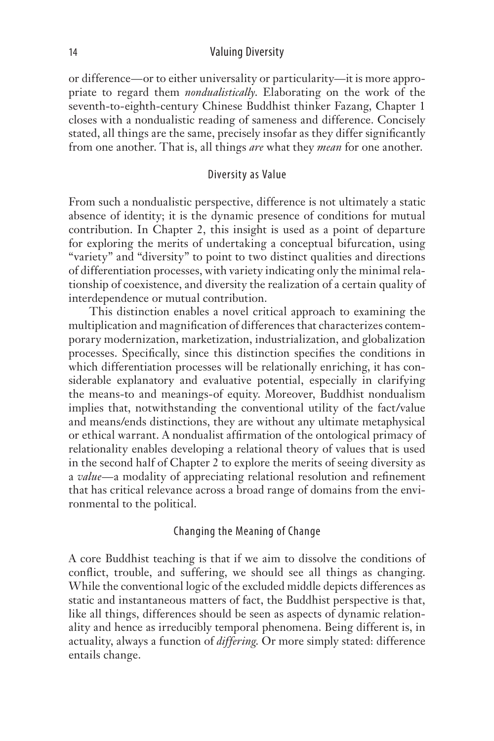or difference—or to either universality or particularity—it is more appropriate to regard them *nondualistically*. Elaborating on the work of the seventh-to-eighth-century Chinese Buddhist thinker Fazang, Chapter 1 closes with a nondualistic reading of sameness and difference. Concisely stated, all things are the same, precisely insofar as they differ significantly from one another. That is, all things *are* what they *mean* for one another.

## Diversity as Value

From such a nondualistic perspective, difference is not ultimately a static absence of identity; it is the dynamic presence of conditions for mutual contribution. In Chapter 2, this insight is used as a point of departure for exploring the merits of undertaking a conceptual bifurcation, using "variety" and "diversity" to point to two distinct qualities and directions of differentiation processes, with variety indicating only the minimal relationship of coexistence, and diversity the realization of a certain quality of interdependence or mutual contribution.

This distinction enables a novel critical approach to examining the multiplication and magnification of differences that characterizes contemporary modernization, marketization, industrialization, and globalization processes. Specifically, since this distinction specifies the conditions in which differentiation processes will be relationally enriching, it has considerable explanatory and evaluative potential, especially in clarifying the means-to and meanings-of equity. Moreover, Buddhist nondualism implies that, notwithstanding the conventional utility of the fact/value and means/ends distinctions, they are without any ultimate metaphysical or ethical warrant. A nondualist affirmation of the ontological primacy of relationality enables developing a relational theory of values that is used in the second half of Chapter 2 to explore the merits of seeing diversity as a *value*—a modality of appreciating relational resolution and refinement that has critical relevance across a broad range of domains from the environmental to the political.

## Changing the Meaning of Change

A core Buddhist teaching is that if we aim to dissolve the conditions of conflict, trouble, and suffering, we should see all things as changing. While the conventional logic of the excluded middle depicts differences as static and instantaneous matters of fact, the Buddhist perspective is that, like all things, differences should be seen as aspects of dynamic relationality and hence as irreducibly temporal phenomena. Being different is, in actuality, always a function of *differing*. Or more simply stated: difference entails change.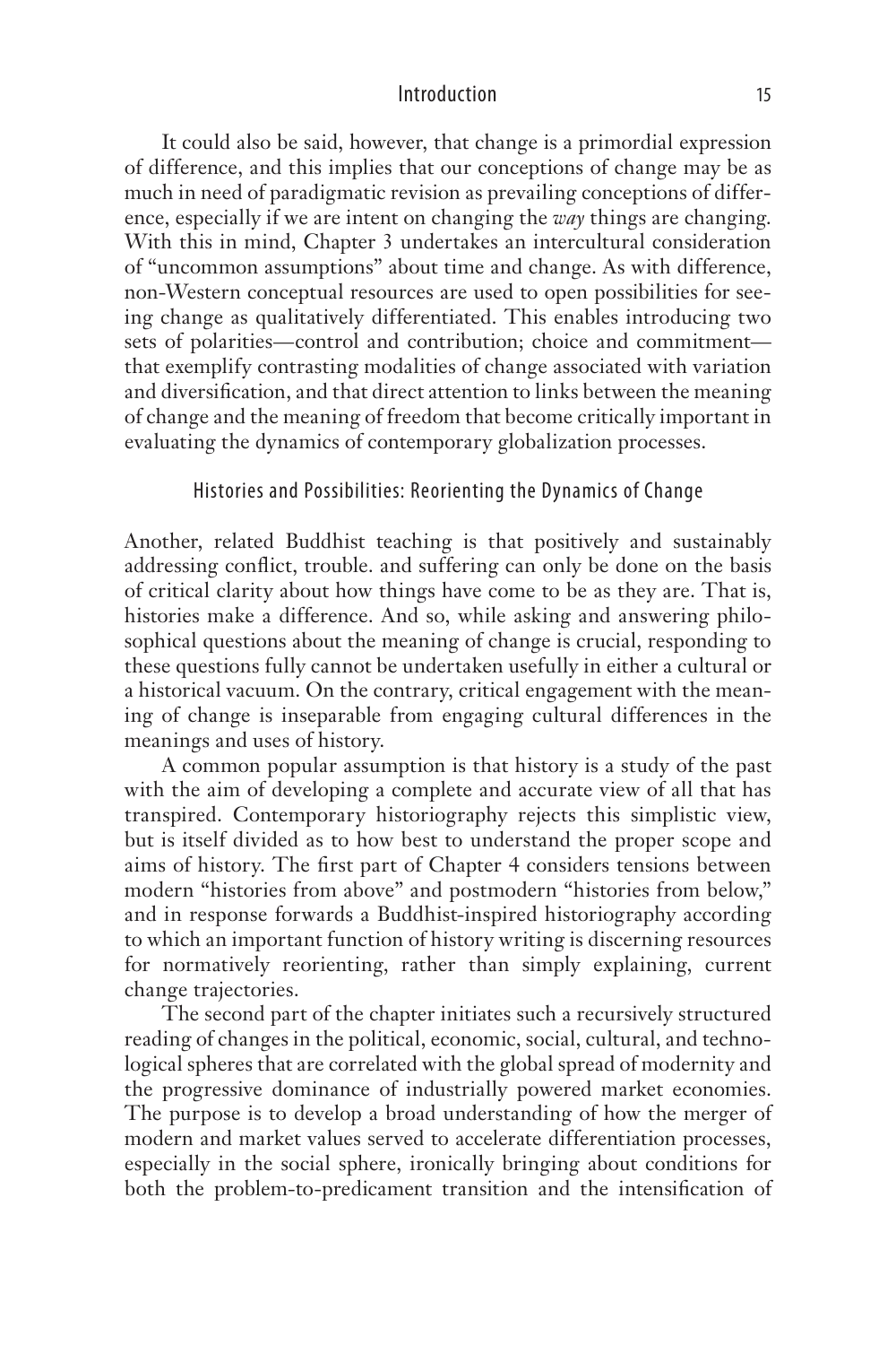It could also be said, however, that change is a primordial expression of difference, and this implies that our conceptions of change may be as much in need of paradigmatic revision as prevailing conceptions of difference, especially if we are intent on changing the *way* things are changing. With this in mind, Chapter 3 undertakes an intercultural consideration of "uncommon assumptions" about time and change. As with difference, non-Western conceptual resources are used to open possibilities for seeing change as qualitatively differentiated. This enables introducing two sets of polarities—control and contribution; choice and commitment—that exemplify contrasting modalities of change associated with variation and diversification, and that direct attention to links between the meaning of change and the meaning of freedom that become critically important in evaluating the dynamics of contemporary globalization processes.

## Histories and Possibilities: Reorienting the Dynamics of Change

Another, related Buddhist teaching is that positively and sustainably addressing conflict, trouble. and suffering can only be done on the basis of critical clarity about how things have come to be as they are. That is, histories make a difference. And so, while asking and answering philosophical questions about the meaning of change is crucial, responding to these questions fully cannot be undertaken usefully in either a cultural or a historical vacuum. On the contrary, critical engagement with the meaning of change is inseparable from engaging cultural differences in the meanings and uses of history.

A common popular assumption is that history is a study of the past with the aim of developing a complete and accurate view of all that has transpired. Contemporary historiography rejects this simplistic view, but is itself divided as to how best to understand the proper scope and aims of history. The first part of Chapter 4 considers tensions between modern "histories from above" and postmodern "histories from below," and in response forwards a Buddhist-inspired historiography according to which an important function of history writing is discerning resources for normatively reorienting, rather than simply explaining, current change trajectories.

The second part of the chapter initiates such a recursively structured reading of changes in the political, economic, social, cultural, and technological spheres that are correlated with the global spread of modernity and the progressive dominance of industrially powered market economies. The purpose is to develop a broad understanding of how the merger of modern and market values served to accelerate differentiation processes, especially in the social sphere, ironically bringing about conditions for both the problem-to-predicament transition and the intensification of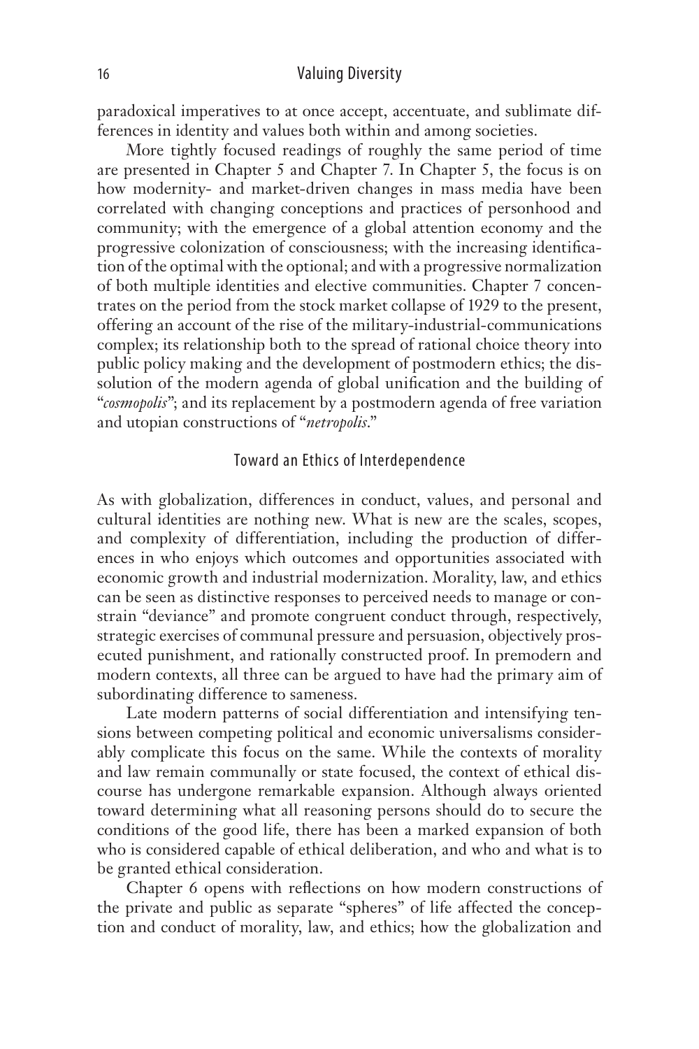paradoxical imperatives to at once accept, accentuate, and sublimate differences in identity and values both within and among societies.

More tightly focused readings of roughly the same period of time are presented in Chapter 5 and Chapter 7. In Chapter 5, the focus is on how modernity- and market-driven changes in mass media have been correlated with changing conceptions and practices of personhood and community; with the emergence of a global attention economy and the progressive colonization of consciousness; with the increasing identification of the optimal with the optional; and with a progressive normalization of both multiple identities and elective communities. Chapter 7 concentrates on the period from the stock market collapse of 1929 to the present, offering an account of the rise of the military-industrial-communications complex; its relationship both to the spread of rational choice theory into public policy making and the development of postmodern ethics; the dissolution of the modern agenda of global unification and the building of "*cosmopolis*"; and its replacement by a postmodern agenda of free variation and utopian constructions of "*netropolis*."

## Toward an Ethics of Interdependence

As with globalization, differences in conduct, values, and personal and cultural identities are nothing new. What is new are the scales, scopes, and complexity of differentiation, including the production of differences in who enjoys which outcomes and opportunities associated with economic growth and industrial modernization. Morality, law, and ethics can be seen as distinctive responses to perceived needs to manage or constrain "deviance" and promote congruent conduct through, respectively, strategic exercises of communal pressure and persuasion, objectively prosecuted punishment, and rationally constructed proof. In premodern and modern contexts, all three can be argued to have had the primary aim of subordinating difference to sameness.

Late modern patterns of social differentiation and intensifying tensions between competing political and economic universalisms considerably complicate this focus on the same. While the contexts of morality and law remain communally or state focused, the context of ethical discourse has undergone remarkable expansion. Although always oriented toward determining what all reasoning persons should do to secure the conditions of the good life, there has been a marked expansion of both who is considered capable of ethical deliberation, and who and what is to be granted ethical consideration.

Chapter 6 opens with reflections on how modern constructions of the private and public as separate "spheres" of life affected the conception and conduct of morality, law, and ethics; how the globalization and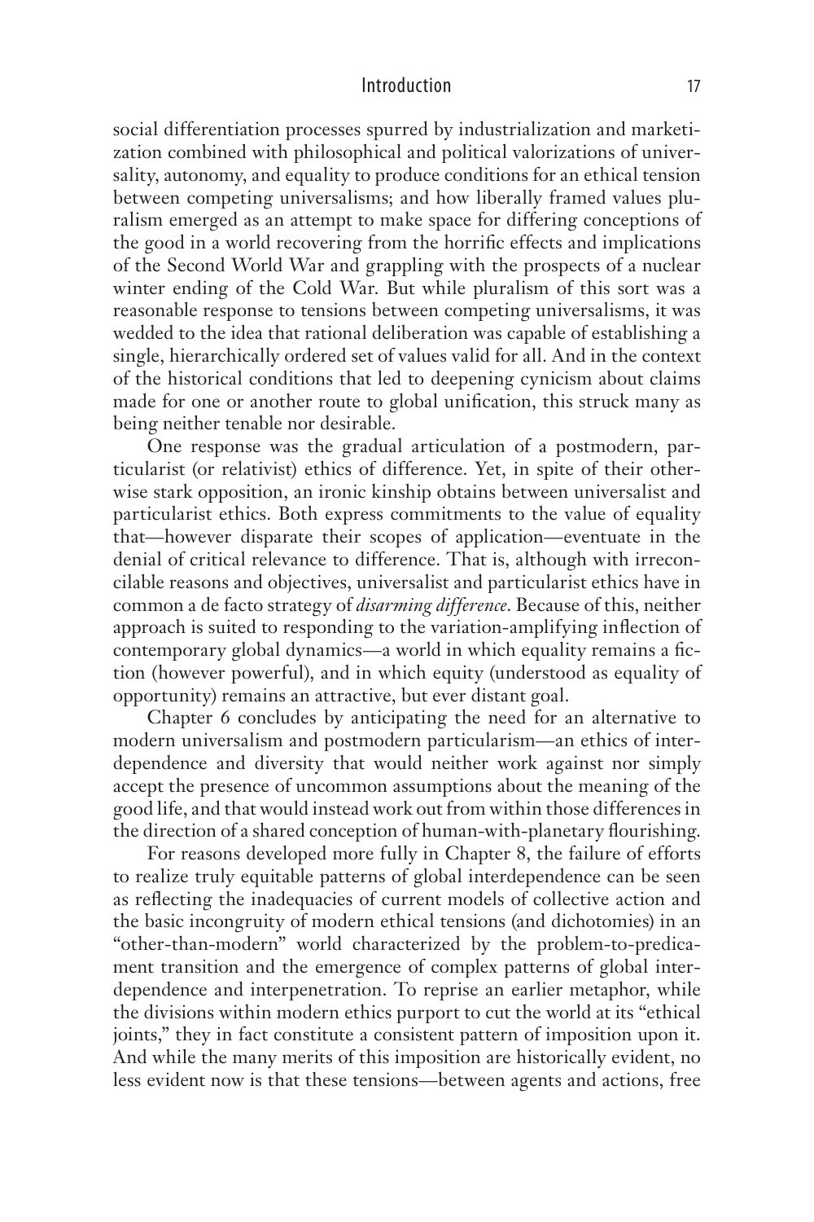social differentiation processes spurred by industrialization and marketization combined with philosophical and political valorizations of universality, autonomy, and equality to produce conditions for an ethical tension between competing universalisms; and how liberally framed values pluralism emerged as an attempt to make space for differing conceptions of the good in a world recovering from the horrific effects and implications of the Second World War and grappling with the prospects of a nuclear winter ending of the Cold War. But while pluralism of this sort was a reasonable response to tensions between competing universalisms, it was wedded to the idea that rational deliberation was capable of establishing a single, hierarchically ordered set of values valid for all. And in the context of the historical conditions that led to deepening cynicism about claims made for one or another route to global unification, this struck many as being neither tenable nor desirable.

One response was the gradual articulation of a postmodern, particularist (or relativist) ethics of difference. Yet, in spite of their otherwise stark opposition, an ironic kinship obtains between universalist and particularist ethics. Both express commitments to the value of equality that—however disparate their scopes of application—eventuate in the denial of critical relevance to difference. That is, although with irreconcilable reasons and objectives, universalist and particularist ethics have in common a de facto strategy of *disarming difference*. Because of this, neither approach is suited to responding to the variation-amplifying inflection of contemporary global dynamics—a world in which equality remains a fiction (however powerful), and in which equity (understood as equality of opportunity) remains an attractive, but ever distant goal.

Chapter 6 concludes by anticipating the need for an alternative to modern universalism and postmodern particularism—an ethics of interdependence and diversity that would neither work against nor simply accept the presence of uncommon assumptions about the meaning of the good life, and that would instead work out from within those differences in the direction of a shared conception of human-with-planetary flourishing.

For reasons developed more fully in Chapter 8, the failure of efforts to realize truly equitable patterns of global interdependence can be seen as reflecting the inadequacies of current models of collective action and the basic incongruity of modern ethical tensions (and dichotomies) in an "other-than-modern" world characterized by the problem-to-predicament transition and the emergence of complex patterns of global interdependence and interpenetration. To reprise an earlier metaphor, while the divisions within modern ethics purport to cut the world at its "ethical joints," they in fact constitute a consistent pattern of imposition upon it. And while the many merits of this imposition are historically evident, no less evident now is that these tensions—between agents and actions, free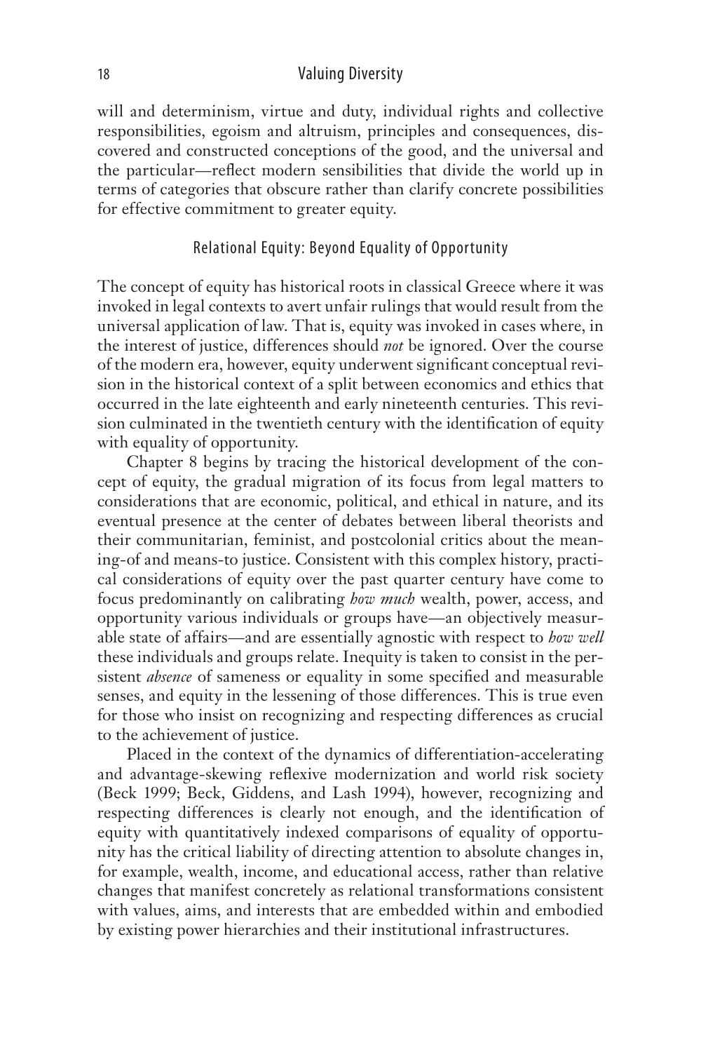will and determinism, virtue and duty, individual rights and collective responsibilities, egoism and altruism, principles and consequences, discovered and constructed conceptions of the good, and the universal and the particular—reflect modern sensibilities that divide the world up in terms of categories that obscure rather than clarify concrete possibilities for effective commitment to greater equity.

## Relational Equity: Beyond Equality of Opportunity

The concept of equity has historical roots in classical Greece where it was invoked in legal contexts to avert unfair rulings that would result from the universal application of law. That is, equity was invoked in cases where, in the interest of justice, differences should *not* be ignored. Over the course of the modern era, however, equity underwent significant conceptual revision in the historical context of a split between economics and ethics that occurred in the late eighteenth and early nineteenth centuries. This revision culminated in the twentieth century with the identification of equity with equality of opportunity.

Chapter 8 begins by tracing the historical development of the concept of equity, the gradual migration of its focus from legal matters to considerations that are economic, political, and ethical in nature, and its eventual presence at the center of debates between liberal theorists and their communitarian, feminist, and postcolonial critics about the meaning-of and means-to justice. Consistent with this complex history, practical considerations of equity over the past quarter century have come to focus predominantly on calibrating *how much* wealth, power, access, and opportunity various individuals or groups have—an objectively measurable state of affairs—and are essentially agnostic with respect to *how well* these individuals and groups relate. Inequity is taken to consist in the persistent *absence* of sameness or equality in some specified and measurable senses, and equity in the lessening of those differences. This is true even for those who insist on recognizing and respecting differences as crucial to the achievement of justice.

Placed in the context of the dynamics of differentiation-accelerating and advantage-skewing reflexive modernization and world risk society (Beck 1999; Beck, Giddens, and Lash 1994), however, recognizing and respecting differences is clearly not enough, and the identification of equity with quantitatively indexed comparisons of equality of opportunity has the critical liability of directing attention to absolute changes in, for example, wealth, income, and educational access, rather than relative changes that manifest concretely as relational transformations consistent with values, aims, and interests that are embedded within and embodied by existing power hierarchies and their institutional infrastructures.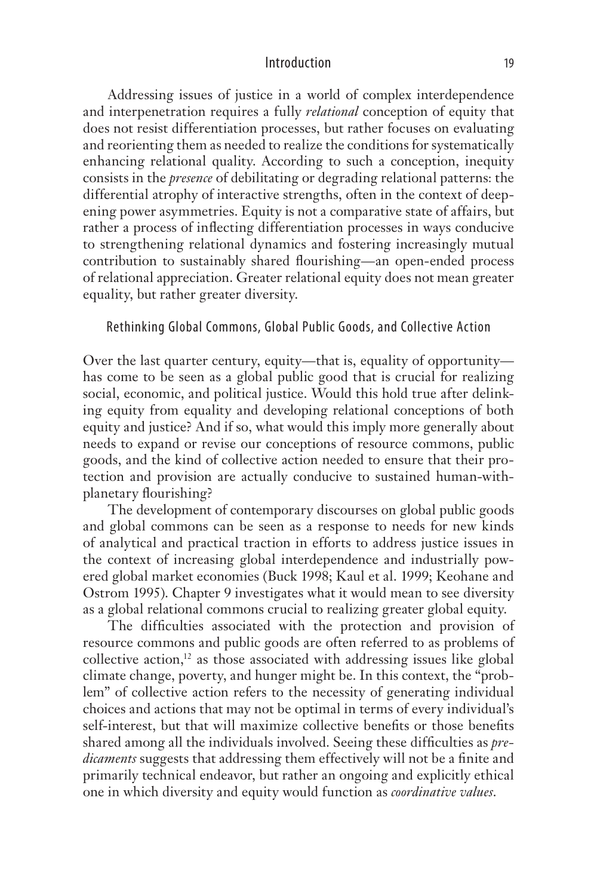Addressing issues of justice in a world of complex interdependence and interpenetration requires a fully *relational* conception of equity that does not resist differentiation processes, but rather focuses on evaluating and reorienting them as needed to realize the conditions for systematically enhancing relational quality. According to such a conception, inequity consists in the *presence* of debilitating or degrading relational patterns: the differential atrophy of interactive strengths, often in the context of deepening power asymmetries. Equity is not a comparative state of affairs, but rather a process of inflecting differentiation processes in ways conducive to strengthening relational dynamics and fostering increasingly mutual contribution to sustainably shared flourishing—an open-ended process of relational appreciation. Greater relational equity does not mean greater equality, but rather greater diversity.

### Rethinking Global Commons, Global Public Goods, and Collective Action

Over the last quarter century, equity—that is, equality of opportunity—has come to be seen as a global public good that is crucial for realizing social, economic, and political justice. Would this hold true after delinking equity from equality and developing relational conceptions of both equity and justice? And if so, what would this imply more generally about needs to expand or revise our conceptions of resource commons, public goods, and the kind of collective action needed to ensure that their protection and provision are actually conducive to sustained human-with-planetary flourishing?

The development of contemporary discourses on global public goods and global commons can be seen as a response to needs for new kinds of analytical and practical traction in efforts to address justice issues in the context of increasing global interdependence and industrially powered global market economies (Buck 1998; Kaul et al. 1999; Keohane and Ostrom 1995). Chapter 9 investigates what it would mean to see diversity as a global relational commons crucial to realizing greater global equity.

The difficulties associated with the protection and provision of resource commons and public goods are often referred to as problems of collective action,[12] as those associated with addressing issues like global climate change, poverty, and hunger might be. In this context, the "problem" of collective action refers to the necessity of generating individual choices and actions that may not be optimal in terms of every individual's self-interest, but that will maximize collective benefits or those benefits shared among all the individuals involved. Seeing these difficulties as *predicaments* suggests that addressing them effectively will not be a finite and primarily technical endeavor, but rather an ongoing and explicitly ethical one in which diversity and equity would function as *coordinative values*.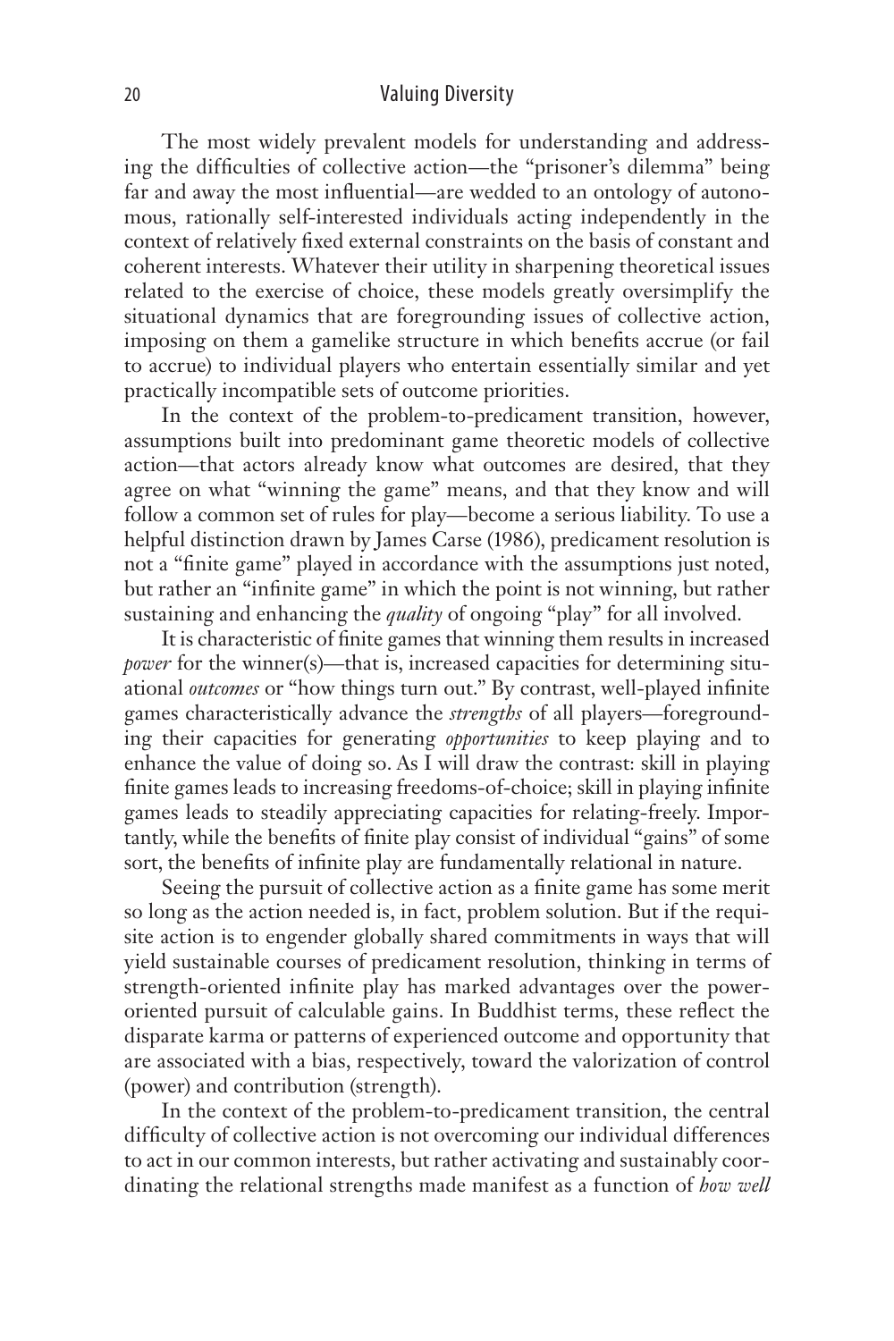The most widely prevalent models for understanding and addressing the difficulties of collective action—the "prisoner's dilemma" being far and away the most influential—are wedded to an ontology of autonomous, rationally self-interested individuals acting independently in the context of relatively fixed external constraints on the basis of constant and coherent interests. Whatever their utility in sharpening theoretical issues related to the exercise of choice, these models greatly oversimplify the situational dynamics that are foregrounding issues of collective action, imposing on them a gamelike structure in which benefits accrue (or fail to accrue) to individual players who entertain essentially similar and yet practically incompatible sets of outcome priorities.

In the context of the problem-to-predicament transition, however, assumptions built into predominant game theoretic models of collective action—that actors already know what outcomes are desired, that they agree on what "winning the game" means, and that they know and will follow a common set of rules for play—become a serious liability. To use a helpful distinction drawn by James Carse (1986), predicament resolution is not a "finite game" played in accordance with the assumptions just noted, but rather an "infinite game" in which the point is not winning, but rather sustaining and enhancing the *quality* of ongoing "play" for all involved.

It is characteristic of finite games that winning them results in increased *power* for the winner(s)—that is, increased capacities for determining situational *outcomes* or "how things turn out." By contrast, well-played infinite games characteristically advance the *strengths* of all players—foregrounding their capacities for generating *opportunities* to keep playing and to enhance the value of doing so. As I will draw the contrast: skill in playing finite games leads to increasing freedoms-of-choice; skill in playing infinite games leads to steadily appreciating capacities for relating-freely. Importantly, while the benefits of finite play consist of individual "gains" of some sort, the benefits of infinite play are fundamentally relational in nature.

Seeing the pursuit of collective action as a finite game has some merit so long as the action needed is, in fact, problem solution. But if the requisite action is to engender globally shared commitments in ways that will yield sustainable courses of predicament resolution, thinking in terms of strength-oriented infinite play has marked advantages over the power-oriented pursuit of calculable gains. In Buddhist terms, these reflect the disparate karma or patterns of experienced outcome and opportunity that are associated with a bias, respectively, toward the valorization of control (power) and contribution (strength).

In the context of the problem-to-predicament transition, the central difficulty of collective action is not overcoming our individual differences to act in our common interests, but rather activating and sustainably coordinating the relational strengths made manifest as a function of *how well*